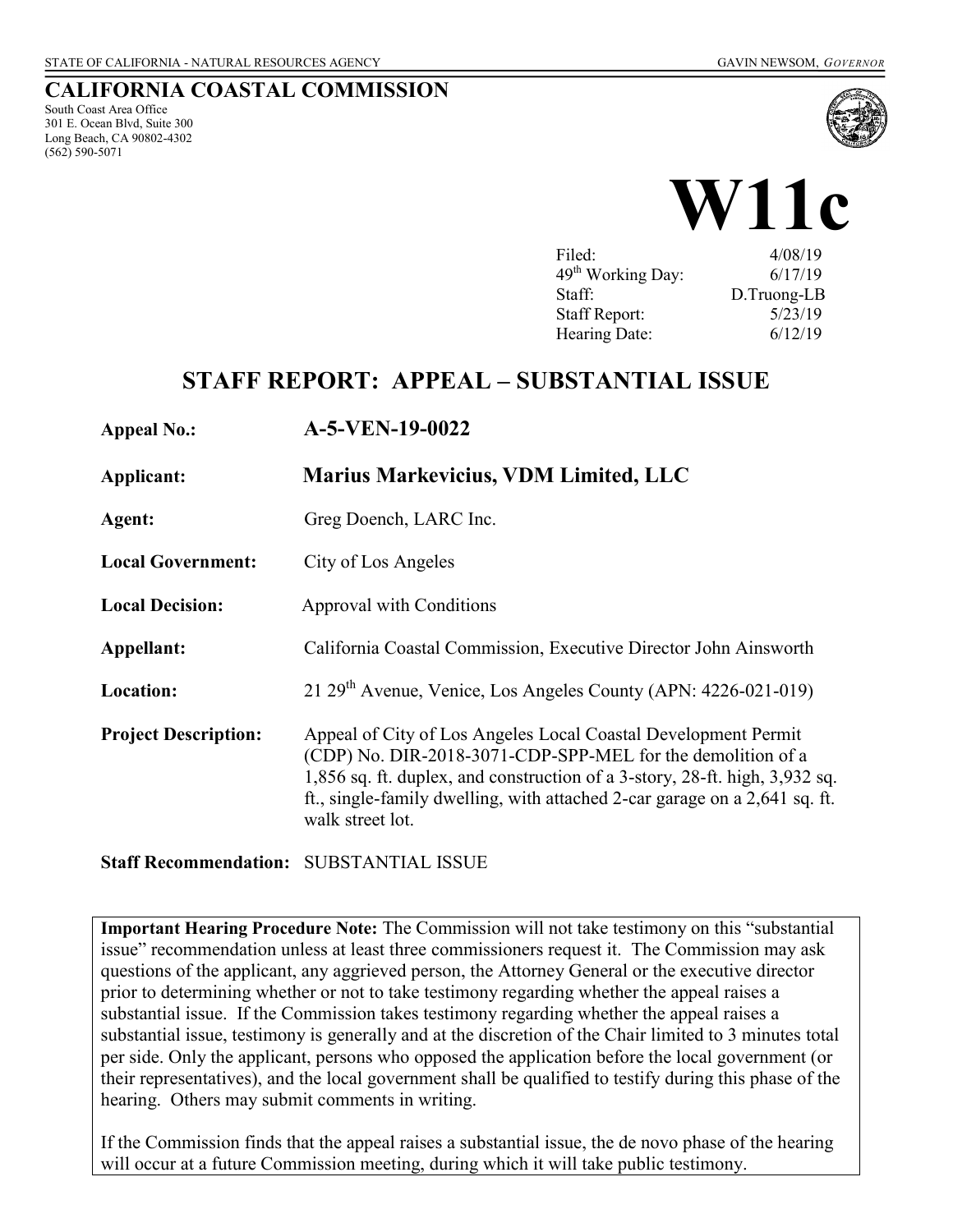STATE OF CALIFORNIA - NATURAL RESOURCES AGENCY GAVIN NEWSOM, *GOVERNOR*

## CALIFORNIA COASTAL COMMISSION

South Coast Area Office
301 E. Ocean Blvd, Suite 300
Long Beach, CA 90802-4302
(562) 590-5071

# W11c

| | |
|---|---|
| Filed: | 4/08/19 |
| 49th Working Day: | 6/17/19 |
| Staff: | D.Truong-LB |
| Staff Report: | 5/23/19 |
| Hearing Date: | 6/12/19 |

## STAFF REPORT: APPEAL – SUBSTANTIAL ISSUE

**Appeal No.:** **A-5-VEN-19-0022**

**Applicant:** **Marius Markevicius, VDM Limited, LLC**

**Agent:** Greg Doench, LARC Inc.

**Local Government:** City of Los Angeles

**Local Decision:** Approval with Conditions

**Appellant:** California Coastal Commission, Executive Director John Ainsworth

**Location:** 21 29th Avenue, Venice, Los Angeles County (APN: 4226-021-019)

**Project Description:** Appeal of City of Los Angeles Local Coastal Development Permit (CDP) No. DIR-2018-3071-CDP-SPP-MEL for the demolition of a 1,856 sq. ft. duplex, and construction of a 3-story, 28-ft. high, 3,932 sq. ft., single-family dwelling, with attached 2-car garage on a 2,641 sq. ft. walk street lot.

**Staff Recommendation:** SUBSTANTIAL ISSUE

**Important Hearing Procedure Note:** The Commission will not take testimony on this "substantial issue" recommendation unless at least three commissioners request it. The Commission may ask questions of the applicant, any aggrieved person, the Attorney General or the executive director prior to determining whether or not to take testimony regarding whether the appeal raises a substantial issue. If the Commission takes testimony regarding whether the appeal raises a substantial issue, testimony is generally and at the discretion of the Chair limited to 3 minutes total per side. Only the applicant, persons who opposed the application before the local government (or their representatives), and the local government shall be qualified to testify during this phase of the hearing. Others may submit comments in writing.

If the Commission finds that the appeal raises a substantial issue, the de novo phase of the hearing will occur at a future Commission meeting, during which it will take public testimony.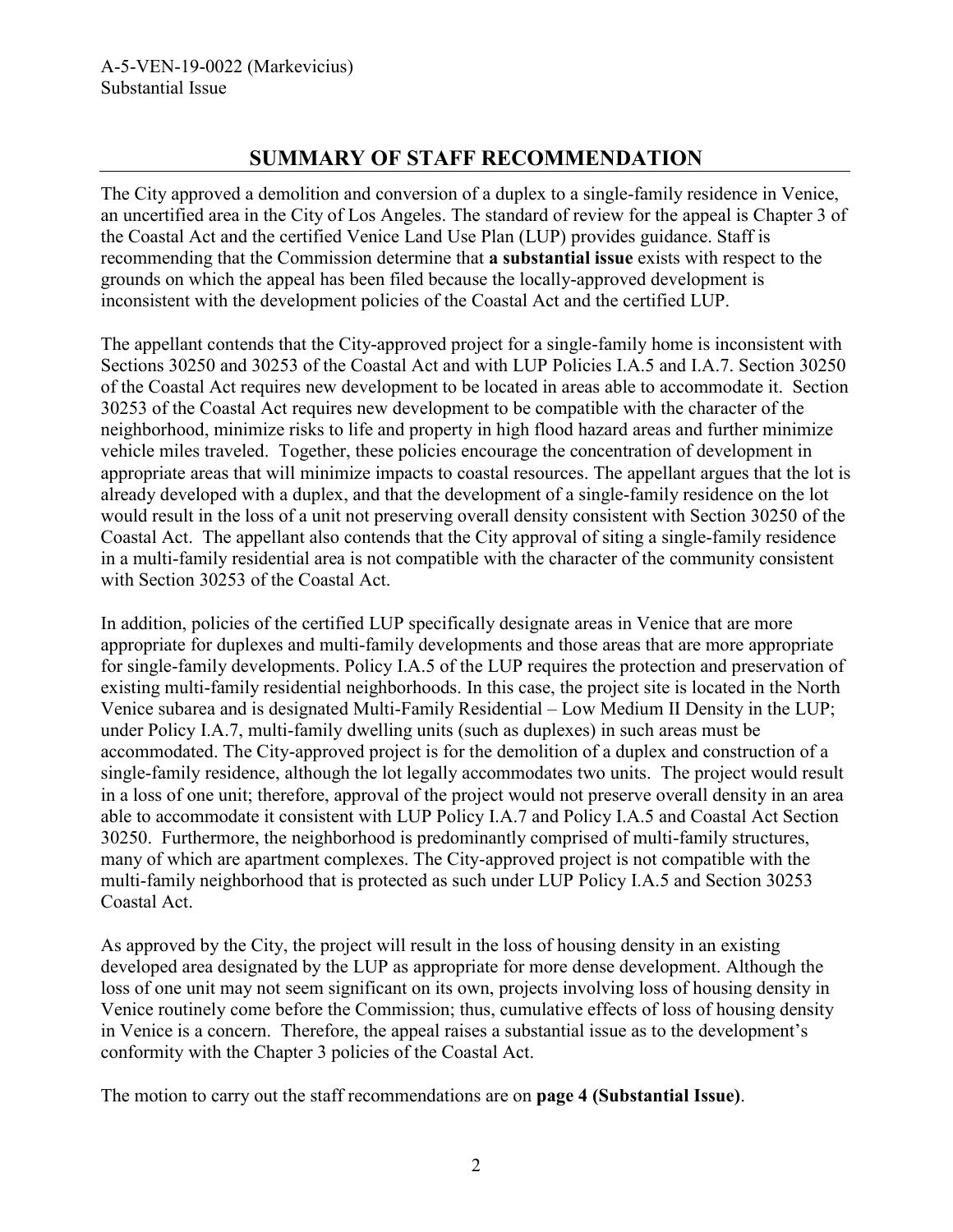## SUMMARY OF STAFF RECOMMENDATION

The City approved a demolition and conversion of a duplex to a single-family residence in Venice, an uncertified area in the City of Los Angeles. The standard of review for the appeal is Chapter 3 of the Coastal Act and the certified Venice Land Use Plan (LUP) provides guidance. Staff is recommending that the Commission determine that **a substantial issue** exists with respect to the grounds on which the appeal has been filed because the locally-approved development is inconsistent with the development policies of the Coastal Act and the certified LUP.

The appellant contends that the City-approved project for a single-family home is inconsistent with Sections 30250 and 30253 of the Coastal Act and with LUP Policies I.A.5 and I.A.7. Section 30250 of the Coastal Act requires new development to be located in areas able to accommodate it. Section 30253 of the Coastal Act requires new development to be compatible with the character of the neighborhood, minimize risks to life and property in high flood hazard areas and further minimize vehicle miles traveled. Together, these policies encourage the concentration of development in appropriate areas that will minimize impacts to coastal resources. The appellant argues that the lot is already developed with a duplex, and that the development of a single-family residence on the lot would result in the loss of a unit not preserving overall density consistent with Section 30250 of the Coastal Act. The appellant also contends that the City approval of siting a single-family residence in a multi-family residential area is not compatible with the character of the community consistent with Section 30253 of the Coastal Act.

In addition, policies of the certified LUP specifically designate areas in Venice that are more appropriate for duplexes and multi-family developments and those areas that are more appropriate for single-family developments. Policy I.A.5 of the LUP requires the protection and preservation of existing multi-family residential neighborhoods. In this case, the project site is located in the North Venice subarea and is designated Multi-Family Residential – Low Medium II Density in the LUP; under Policy I.A.7, multi-family dwelling units (such as duplexes) in such areas must be accommodated. The City-approved project is for the demolition of a duplex and construction of a single-family residence, although the lot legally accommodates two units. The project would result in a loss of one unit; therefore, approval of the project would not preserve overall density in an area able to accommodate it consistent with LUP Policy I.A.7 and Policy I.A.5 and Coastal Act Section 30250. Furthermore, the neighborhood is predominantly comprised of multi-family structures, many of which are apartment complexes. The City-approved project is not compatible with the multi-family neighborhood that is protected as such under LUP Policy I.A.5 and Section 30253 Coastal Act.

As approved by the City, the project will result in the loss of housing density in an existing developed area designated by the LUP as appropriate for more dense development. Although the loss of one unit may not seem significant on its own, projects involving loss of housing density in Venice routinely come before the Commission; thus, cumulative effects of loss of housing density in Venice is a concern. Therefore, the appeal raises a substantial issue as to the development's conformity with the Chapter 3 policies of the Coastal Act.

The motion to carry out the staff recommendations are on **page 4 (Substantial Issue)**.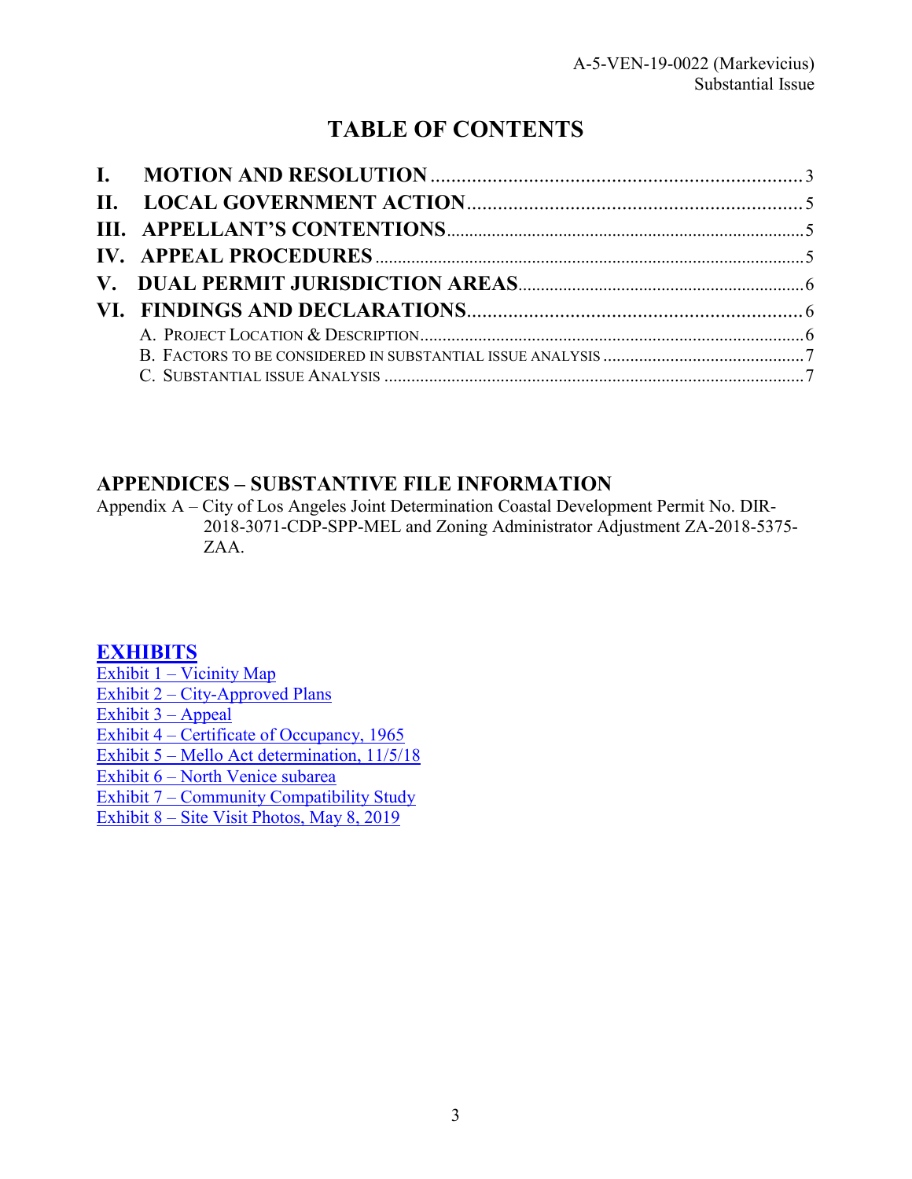# TABLE OF CONTENTS

**I. MOTION AND RESOLUTION** .......... 3
**II. LOCAL GOVERNMENT ACTION** .......... 5
**III. APPELLANT'S CONTENTIONS** .......... 5
**IV. APPEAL PROCEDURES** .......... 5
**V. DUAL PERMIT JURISDICTION AREAS** .......... 6
**VI. FINDINGS AND DECLARATIONS** .......... 6

- A. PROJECT LOCATION & DESCRIPTION .......... 6
- B. FACTORS TO BE CONSIDERED IN SUBSTANTIAL ISSUE ANALYSIS .......... 7
- C. SUBSTANTIAL ISSUE ANALYSIS .......... 7

## APPENDICES – SUBSTANTIVE FILE INFORMATION

Appendix A – City of Los Angeles Joint Determination Coastal Development Permit No. DIR-2018-3071-CDP-SPP-MEL and Zoning Administrator Adjustment ZA-2018-5375-ZAA.

## EXHIBITS

Exhibit 1 – Vicinity Map
Exhibit 2 – City-Approved Plans
Exhibit 3 – Appeal
Exhibit 4 – Certificate of Occupancy, 1965
Exhibit 5 – Mello Act determination, 11/5/18
Exhibit 6 – North Venice subarea
Exhibit 7 – Community Compatibility Study
Exhibit 8 – Site Visit Photos, May 8, 2019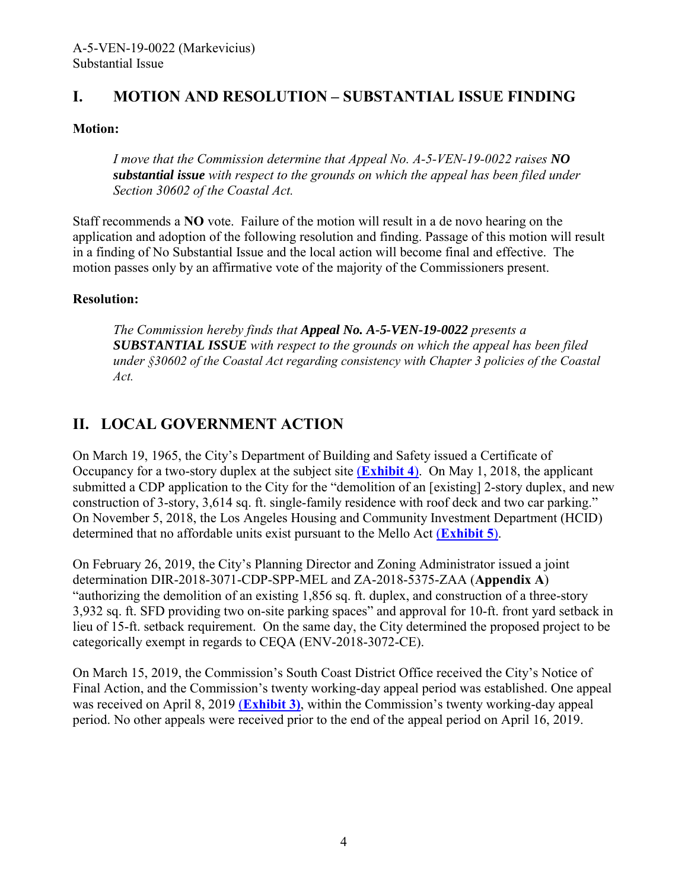## I. MOTION AND RESOLUTION – SUBSTANTIAL ISSUE FINDING

**Motion:**

> *I move that the Commission determine that Appeal No. A-5-VEN-19-0022 raises **NO substantial issue** with respect to the grounds on which the appeal has been filed under Section 30602 of the Coastal Act.*

Staff recommends a **NO** vote. Failure of the motion will result in a de novo hearing on the application and adoption of the following resolution and finding. Passage of this motion will result in a finding of No Substantial Issue and the local action will become final and effective. The motion passes only by an affirmative vote of the majority of the Commissioners present.

**Resolution:**

> *The Commission hereby finds that **Appeal No. A-5-VEN-19-0022** presents a **SUBSTANTIAL ISSUE** with respect to the grounds on which the appeal has been filed under §30602 of the Coastal Act regarding consistency with Chapter 3 policies of the Coastal Act.*

## II. LOCAL GOVERNMENT ACTION

On March 19, 1965, the City's Department of Building and Safety issued a Certificate of Occupancy for a two-story duplex at the subject site (**Exhibit 4**). On May 1, 2018, the applicant submitted a CDP application to the City for the "demolition of an [existing] 2-story duplex, and new construction of 3-story, 3,614 sq. ft. single-family residence with roof deck and two car parking." On November 5, 2018, the Los Angeles Housing and Community Investment Department (HCID) determined that no affordable units exist pursuant to the Mello Act (**Exhibit 5**).

On February 26, 2019, the City's Planning Director and Zoning Administrator issued a joint determination DIR-2018-3071-CDP-SPP-MEL and ZA-2018-5375-ZAA (**Appendix A**) "authorizing the demolition of an existing 1,856 sq. ft. duplex, and construction of a three-story 3,932 sq. ft. SFD providing two on-site parking spaces" and approval for 10-ft. front yard setback in lieu of 15-ft. setback requirement. On the same day, the City determined the proposed project to be categorically exempt in regards to CEQA (ENV-2018-3072-CE).

On March 15, 2019, the Commission's South Coast District Office received the City's Notice of Final Action, and the Commission's twenty working-day appeal period was established. One appeal was received on April 8, 2019 (**Exhibit 3**), within the Commission's twenty working-day appeal period. No other appeals were received prior to the end of the appeal period on April 16, 2019.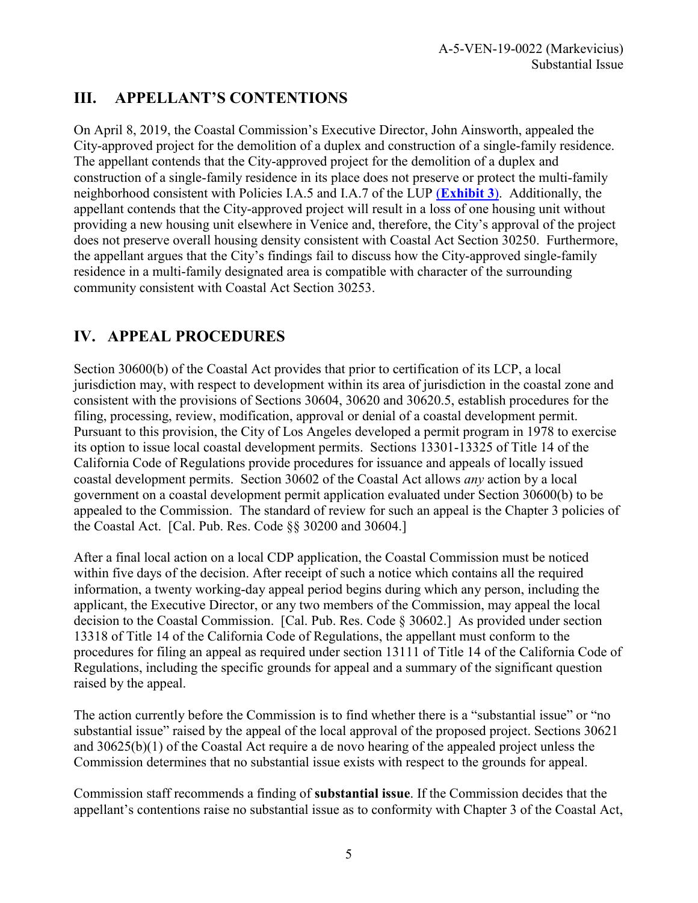## III. APPELLANT'S CONTENTIONS

On April 8, 2019, the Coastal Commission's Executive Director, John Ainsworth, appealed the City-approved project for the demolition of a duplex and construction of a single-family residence. The appellant contends that the City-approved project for the demolition of a duplex and construction of a single-family residence in its place does not preserve or protect the multi-family neighborhood consistent with Policies I.A.5 and I.A.7 of the LUP (**Exhibit 3**). Additionally, the appellant contends that the City-approved project will result in a loss of one housing unit without providing a new housing unit elsewhere in Venice and, therefore, the City's approval of the project does not preserve overall housing density consistent with Coastal Act Section 30250. Furthermore, the appellant argues that the City's findings fail to discuss how the City-approved single-family residence in a multi-family designated area is compatible with character of the surrounding community consistent with Coastal Act Section 30253.

## IV. APPEAL PROCEDURES

Section 30600(b) of the Coastal Act provides that prior to certification of its LCP, a local jurisdiction may, with respect to development within its area of jurisdiction in the coastal zone and consistent with the provisions of Sections 30604, 30620 and 30620.5, establish procedures for the filing, processing, review, modification, approval or denial of a coastal development permit. Pursuant to this provision, the City of Los Angeles developed a permit program in 1978 to exercise its option to issue local coastal development permits. Sections 13301-13325 of Title 14 of the California Code of Regulations provide procedures for issuance and appeals of locally issued coastal development permits. Section 30602 of the Coastal Act allows *any* action by a local government on a coastal development permit application evaluated under Section 30600(b) to be appealed to the Commission. The standard of review for such an appeal is the Chapter 3 policies of the Coastal Act. [Cal. Pub. Res. Code §§ 30200 and 30604.]

After a final local action on a local CDP application, the Coastal Commission must be noticed within five days of the decision. After receipt of such a notice which contains all the required information, a twenty working-day appeal period begins during which any person, including the applicant, the Executive Director, or any two members of the Commission, may appeal the local decision to the Coastal Commission. [Cal. Pub. Res. Code § 30602.] As provided under section 13318 of Title 14 of the California Code of Regulations, the appellant must conform to the procedures for filing an appeal as required under section 13111 of Title 14 of the California Code of Regulations, including the specific grounds for appeal and a summary of the significant question raised by the appeal.

The action currently before the Commission is to find whether there is a "substantial issue" or "no substantial issue" raised by the appeal of the local approval of the proposed project. Sections 30621 and 30625(b)(1) of the Coastal Act require a de novo hearing of the appealed project unless the Commission determines that no substantial issue exists with respect to the grounds for appeal.

Commission staff recommends a finding of **substantial issue**. If the Commission decides that the appellant's contentions raise no substantial issue as to conformity with Chapter 3 of the Coastal Act,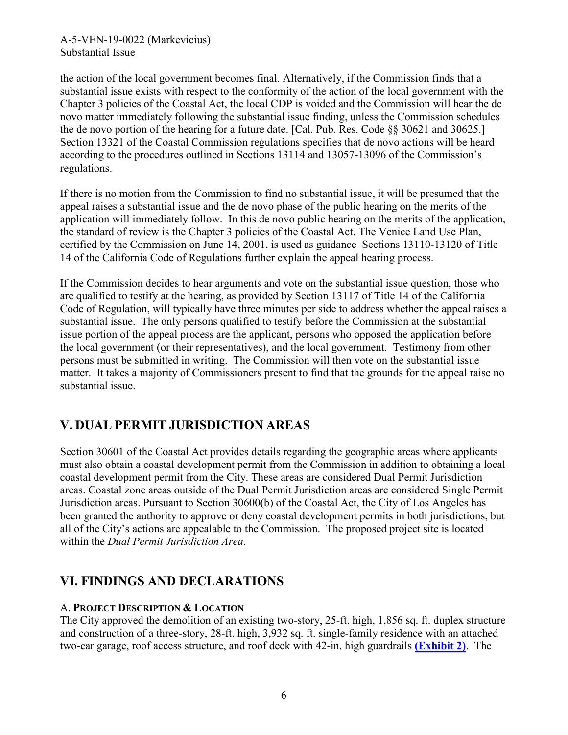the action of the local government becomes final. Alternatively, if the Commission finds that a substantial issue exists with respect to the conformity of the action of the local government with the Chapter 3 policies of the Coastal Act, the local CDP is voided and the Commission will hear the de novo matter immediately following the substantial issue finding, unless the Commission schedules the de novo portion of the hearing for a future date. [Cal. Pub. Res. Code §§ 30621 and 30625.] Section 13321 of the Coastal Commission regulations specifies that de novo actions will be heard according to the procedures outlined in Sections 13114 and 13057-13096 of the Commission's regulations.

If there is no motion from the Commission to find no substantial issue, it will be presumed that the appeal raises a substantial issue and the de novo phase of the public hearing on the merits of the application will immediately follow. In this de novo public hearing on the merits of the application, the standard of review is the Chapter 3 policies of the Coastal Act. The Venice Land Use Plan, certified by the Commission on June 14, 2001, is used as guidance Sections 13110-13120 of Title 14 of the California Code of Regulations further explain the appeal hearing process.

If the Commission decides to hear arguments and vote on the substantial issue question, those who are qualified to testify at the hearing, as provided by Section 13117 of Title 14 of the California Code of Regulation, will typically have three minutes per side to address whether the appeal raises a substantial issue. The only persons qualified to testify before the Commission at the substantial issue portion of the appeal process are the applicant, persons who opposed the application before the local government (or their representatives), and the local government. Testimony from other persons must be submitted in writing. The Commission will then vote on the substantial issue matter. It takes a majority of Commissioners present to find that the grounds for the appeal raise no substantial issue.

## V. DUAL PERMIT JURISDICTION AREAS

Section 30601 of the Coastal Act provides details regarding the geographic areas where applicants must also obtain a coastal development permit from the Commission in addition to obtaining a local coastal development permit from the City. These areas are considered Dual Permit Jurisdiction areas. Coastal zone areas outside of the Dual Permit Jurisdiction areas are considered Single Permit Jurisdiction areas. Pursuant to Section 30600(b) of the Coastal Act, the City of Los Angeles has been granted the authority to approve or deny coastal development permits in both jurisdictions, but all of the City's actions are appealable to the Commission. The proposed project site is located within the *Dual Permit Jurisdiction Area*.

## VI. FINDINGS AND DECLARATIONS

### A. PROJECT DESCRIPTION & LOCATION

The City approved the demolition of an existing two-story, 25-ft. high, 1,856 sq. ft. duplex structure and construction of a three-story, 28-ft. high, 3,932 sq. ft. single-family residence with an attached two-car garage, roof access structure, and roof deck with 42-in. high guardrails **(Exhibit 2)**. The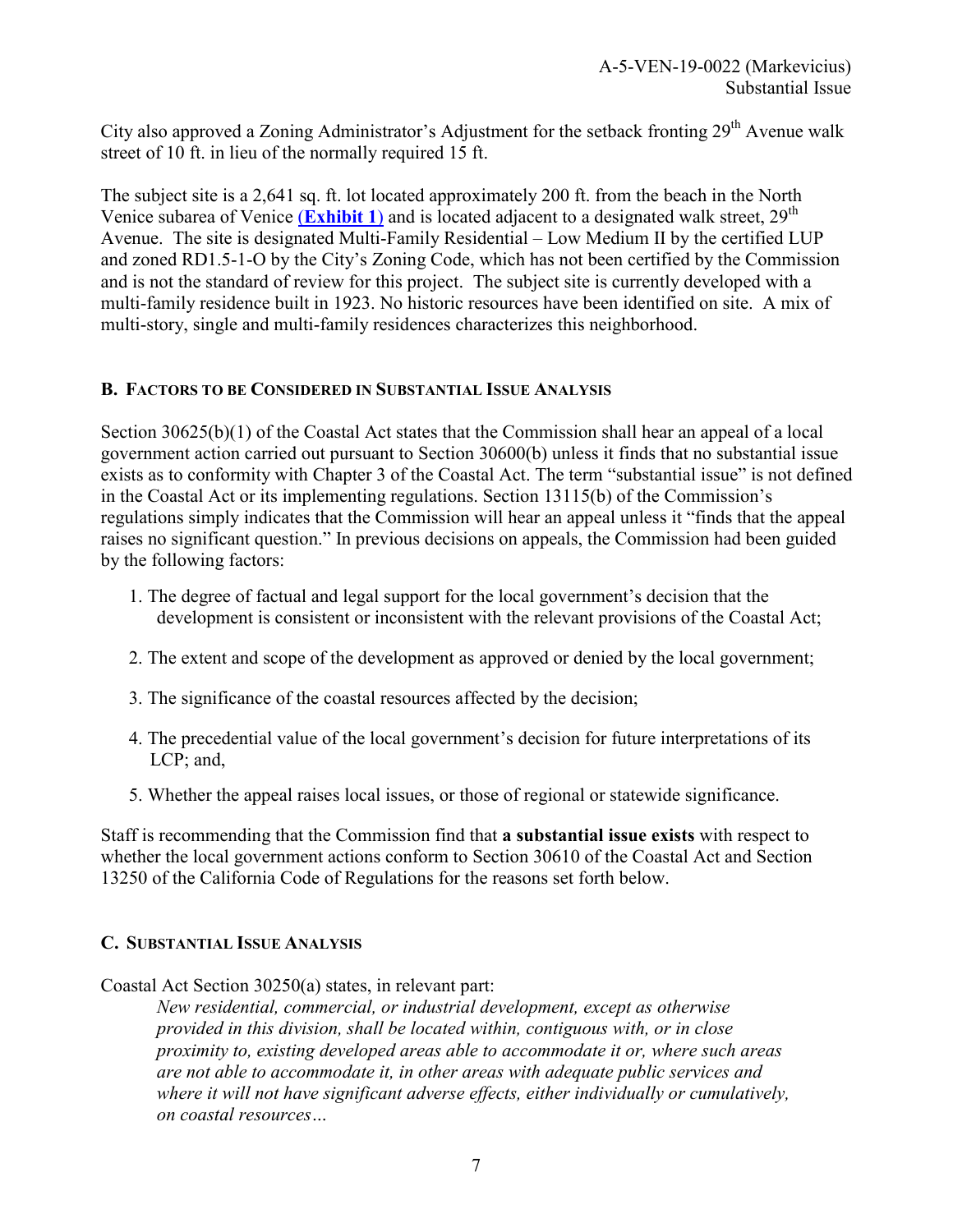City also approved a Zoning Administrator's Adjustment for the setback fronting 29th Avenue walk street of 10 ft. in lieu of the normally required 15 ft.

The subject site is a 2,641 sq. ft. lot located approximately 200 ft. from the beach in the North Venice subarea of Venice (**Exhibit 1**) and is located adjacent to a designated walk street, 29th Avenue. The site is designated Multi-Family Residential – Low Medium II by the certified LUP and zoned RD1.5-1-O by the City's Zoning Code, which has not been certified by the Commission and is not the standard of review for this project. The subject site is currently developed with a multi-family residence built in 1923. No historic resources have been identified on site. A mix of multi-story, single and multi-family residences characterizes this neighborhood.

### B. Factors to be Considered in Substantial Issue Analysis

Section 30625(b)(1) of the Coastal Act states that the Commission shall hear an appeal of a local government action carried out pursuant to Section 30600(b) unless it finds that no substantial issue exists as to conformity with Chapter 3 of the Coastal Act. The term "substantial issue" is not defined in the Coastal Act or its implementing regulations. Section 13115(b) of the Commission's regulations simply indicates that the Commission will hear an appeal unless it "finds that the appeal raises no significant question." In previous decisions on appeals, the Commission had been guided by the following factors:

1. The degree of factual and legal support for the local government's decision that the development is consistent or inconsistent with the relevant provisions of the Coastal Act;
2. The extent and scope of the development as approved or denied by the local government;
3. The significance of the coastal resources affected by the decision;
4. The precedential value of the local government's decision for future interpretations of its LCP; and,
5. Whether the appeal raises local issues, or those of regional or statewide significance.

Staff is recommending that the Commission find that **a substantial issue exists** with respect to whether the local government actions conform to Section 30610 of the Coastal Act and Section 13250 of the California Code of Regulations for the reasons set forth below.

### C. Substantial Issue Analysis

Coastal Act Section 30250(a) states, in relevant part:

> *New residential, commercial, or industrial development, except as otherwise provided in this division, shall be located within, contiguous with, or in close proximity to, existing developed areas able to accommodate it or, where such areas are not able to accommodate it, in other areas with adequate public services and where it will not have significant adverse effects, either individually or cumulatively, on coastal resources…*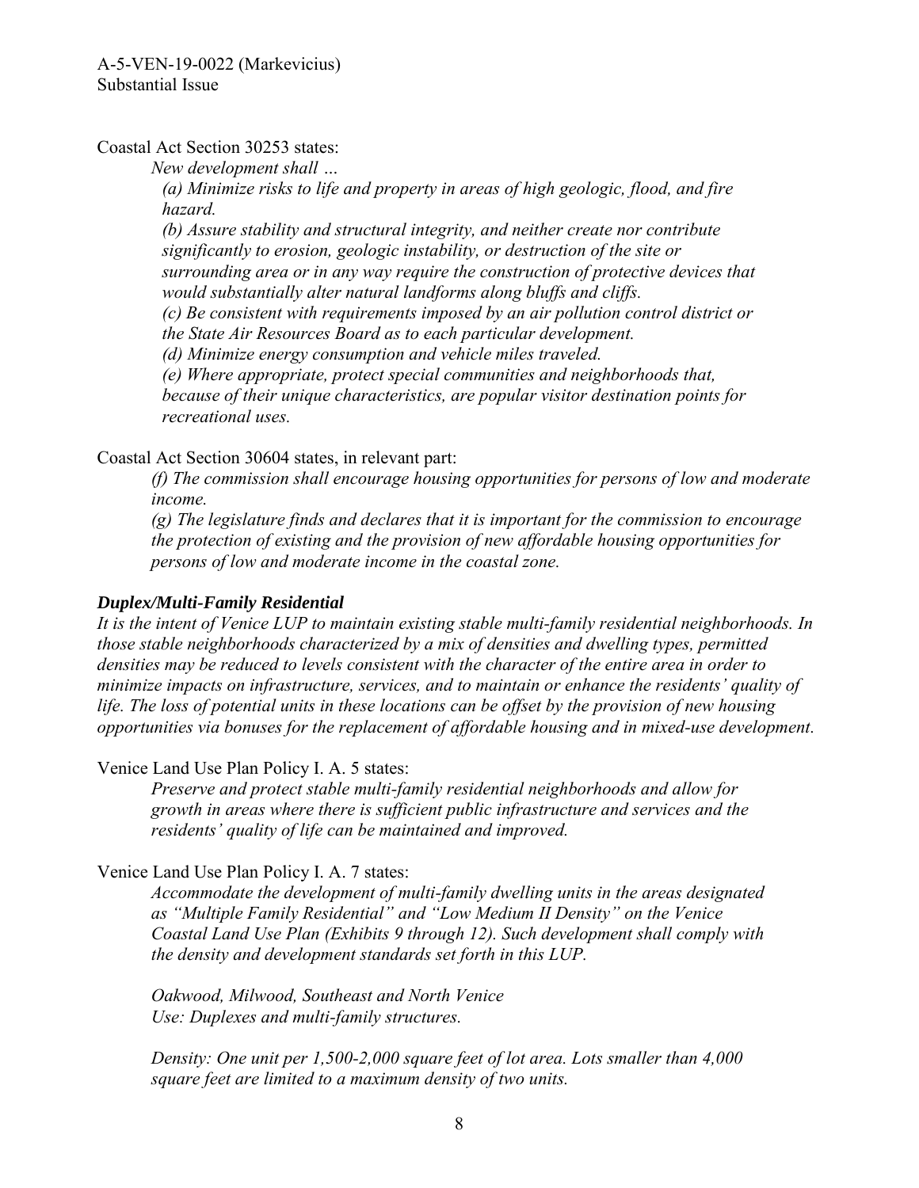Coastal Act Section 30253 states:

*New development shall …*

*(a) Minimize risks to life and property in areas of high geologic, flood, and fire hazard.*

*(b) Assure stability and structural integrity, and neither create nor contribute significantly to erosion, geologic instability, or destruction of the site or surrounding area or in any way require the construction of protective devices that would substantially alter natural landforms along bluffs and cliffs.*

*(c) Be consistent with requirements imposed by an air pollution control district or the State Air Resources Board as to each particular development.*

*(d) Minimize energy consumption and vehicle miles traveled.*

*(e) Where appropriate, protect special communities and neighborhoods that, because of their unique characteristics, are popular visitor destination points for recreational uses.*

Coastal Act Section 30604 states, in relevant part:

*(f) The commission shall encourage housing opportunities for persons of low and moderate income.*

*(g) The legislature finds and declares that it is important for the commission to encourage the protection of existing and the provision of new affordable housing opportunities for persons of low and moderate income in the coastal zone.*

***Duplex/Multi-Family Residential***

*It is the intent of Venice LUP to maintain existing stable multi-family residential neighborhoods. In those stable neighborhoods characterized by a mix of densities and dwelling types, permitted densities may be reduced to levels consistent with the character of the entire area in order to minimize impacts on infrastructure, services, and to maintain or enhance the residents' quality of life. The loss of potential units in these locations can be offset by the provision of new housing opportunities via bonuses for the replacement of affordable housing and in mixed-use development.*

Venice Land Use Plan Policy I. A. 5 states:

*Preserve and protect stable multi-family residential neighborhoods and allow for growth in areas where there is sufficient public infrastructure and services and the residents' quality of life can be maintained and improved.*

Venice Land Use Plan Policy I. A. 7 states:

*Accommodate the development of multi-family dwelling units in the areas designated as "Multiple Family Residential" and "Low Medium II Density" on the Venice Coastal Land Use Plan (Exhibits 9 through 12). Such development shall comply with the density and development standards set forth in this LUP.*

*Oakwood, Milwood, Southeast and North Venice*
*Use: Duplexes and multi-family structures.*

*Density: One unit per 1,500-2,000 square feet of lot area. Lots smaller than 4,000 square feet are limited to a maximum density of two units.*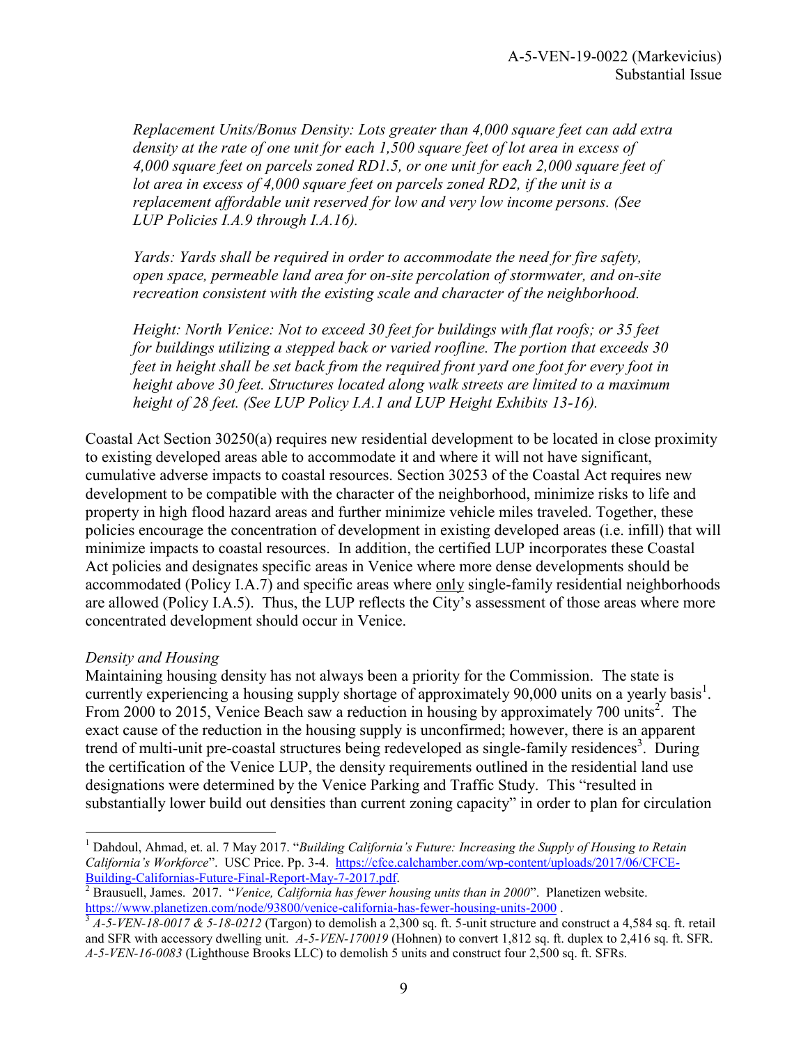*Replacement Units/Bonus Density: Lots greater than 4,000 square feet can add extra density at the rate of one unit for each 1,500 square feet of lot area in excess of 4,000 square feet on parcels zoned RD1.5, or one unit for each 2,000 square feet of lot area in excess of 4,000 square feet on parcels zoned RD2, if the unit is a replacement affordable unit reserved for low and very low income persons. (See LUP Policies I.A.9 through I.A.16).*

*Yards: Yards shall be required in order to accommodate the need for fire safety, open space, permeable land area for on-site percolation of stormwater, and on-site recreation consistent with the existing scale and character of the neighborhood.*

*Height: North Venice: Not to exceed 30 feet for buildings with flat roofs; or 35 feet for buildings utilizing a stepped back or varied roofline. The portion that exceeds 30 feet in height shall be set back from the required front yard one foot for every foot in height above 30 feet. Structures located along walk streets are limited to a maximum height of 28 feet. (See LUP Policy I.A.1 and LUP Height Exhibits 13-16).*

Coastal Act Section 30250(a) requires new residential development to be located in close proximity to existing developed areas able to accommodate it and where it will not have significant, cumulative adverse impacts to coastal resources. Section 30253 of the Coastal Act requires new development to be compatible with the character of the neighborhood, minimize risks to life and property in high flood hazard areas and further minimize vehicle miles traveled. Together, these policies encourage the concentration of development in existing developed areas (i.e. infill) that will minimize impacts to coastal resources. In addition, the certified LUP incorporates these Coastal Act policies and designates specific areas in Venice where more dense developments should be accommodated (Policy I.A.7) and specific areas where only single-family residential neighborhoods are allowed (Policy I.A.5). Thus, the LUP reflects the City's assessment of those areas where more concentrated development should occur in Venice.

*Density and Housing*

Maintaining housing density has not always been a priority for the Commission. The state is currently experiencing a housing supply shortage of approximately 90,000 units on a yearly basis[1]. From 2000 to 2015, Venice Beach saw a reduction in housing by approximately 700 units[2]. The exact cause of the reduction in the housing supply is unconfirmed; however, there is an apparent trend of multi-unit pre-coastal structures being redeveloped as single-family residences[3]. During the certification of the Venice LUP, the density requirements outlined in the residential land use designations were determined by the Venice Parking and Traffic Study. This "resulted in substantially lower build out densities than current zoning capacity" in order to plan for circulation

---

[1] Dahdoul, Ahmad, et. al. 7 May 2017. "*Building California's Future: Increasing the Supply of Housing to Retain California's Workforce*". USC Price. Pp. 3-4. https://cfce.calchamber.com/wp-content/uploads/2017/06/CFCE-Building-Californias-Future-Final-Report-May-7-2017.pdf.

[2] Brausuell, James. 2017. "*Venice, California has fewer housing units than in 2000*". Planetizen website. https://www.planetizen.com/node/93800/venice-california-has-fewer-housing-units-2000 .

[3] *A-5-VEN-18-0017 & 5-18-0212* (Targon) to demolish a 2,300 sq. ft. 5-unit structure and construct a 4,584 sq. ft. retail and SFR with accessory dwelling unit. *A-5-VEN-170019* (Hohnen) to convert 1,812 sq. ft. duplex to 2,416 sq. ft. SFR. *A-5-VEN-16-0083* (Lighthouse Brooks LLC) to demolish 5 units and construct four 2,500 sq. ft. SFRs.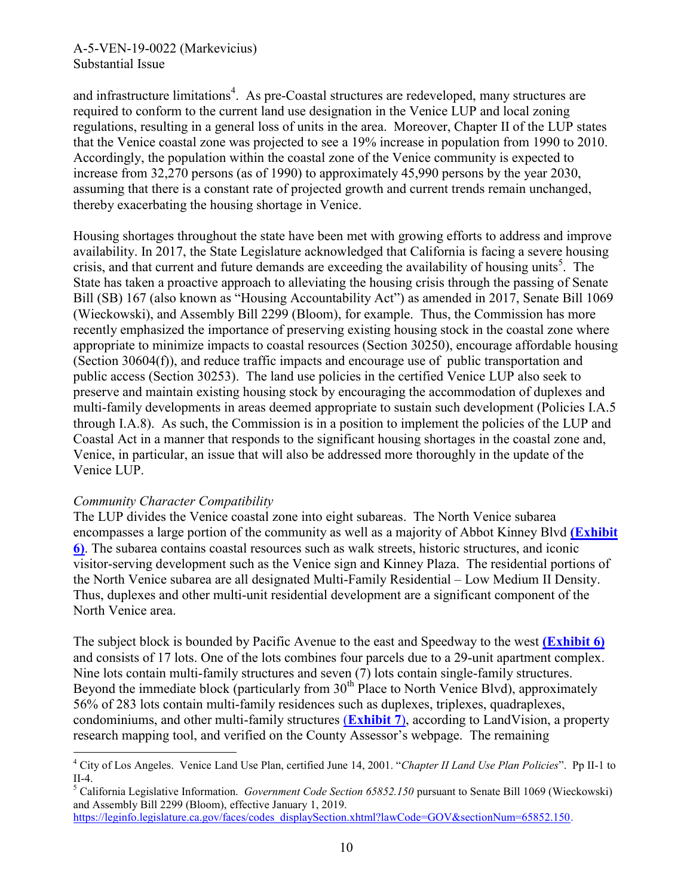and infrastructure limitations[4]. As pre-Coastal structures are redeveloped, many structures are required to conform to the current land use designation in the Venice LUP and local zoning regulations, resulting in a general loss of units in the area. Moreover, Chapter II of the LUP states that the Venice coastal zone was projected to see a 19% increase in population from 1990 to 2010. Accordingly, the population within the coastal zone of the Venice community is expected to increase from 32,270 persons (as of 1990) to approximately 45,990 persons by the year 2030, assuming that there is a constant rate of projected growth and current trends remain unchanged, thereby exacerbating the housing shortage in Venice.

Housing shortages throughout the state have been met with growing efforts to address and improve availability. In 2017, the State Legislature acknowledged that California is facing a severe housing crisis, and that current and future demands are exceeding the availability of housing units[5]. The State has taken a proactive approach to alleviating the housing crisis through the passing of Senate Bill (SB) 167 (also known as "Housing Accountability Act") as amended in 2017, Senate Bill 1069 (Wieckowski), and Assembly Bill 2299 (Bloom), for example. Thus, the Commission has more recently emphasized the importance of preserving existing housing stock in the coastal zone where appropriate to minimize impacts to coastal resources (Section 30250), encourage affordable housing (Section 30604(f)), and reduce traffic impacts and encourage use of public transportation and public access (Section 30253). The land use policies in the certified Venice LUP also seek to preserve and maintain existing housing stock by encouraging the accommodation of duplexes and multi-family developments in areas deemed appropriate to sustain such development (Policies I.A.5 through I.A.8). As such, the Commission is in a position to implement the policies of the LUP and Coastal Act in a manner that responds to the significant housing shortages in the coastal zone and, Venice, in particular, an issue that will also be addressed more thoroughly in the update of the Venice LUP.

*Community Character Compatibility*

The LUP divides the Venice coastal zone into eight subareas. The North Venice subarea encompasses a large portion of the community as well as a majority of Abbot Kinney Blvd **(Exhibit 6)**. The subarea contains coastal resources such as walk streets, historic structures, and iconic visitor-serving development such as the Venice sign and Kinney Plaza. The residential portions of the North Venice subarea are all designated Multi-Family Residential – Low Medium II Density. Thus, duplexes and other multi-unit residential development are a significant component of the North Venice area.

The subject block is bounded by Pacific Avenue to the east and Speedway to the west **(Exhibit 6)** and consists of 17 lots. One of the lots combines four parcels due to a 29-unit apartment complex. Nine lots contain multi-family structures and seven (7) lots contain single-family structures. Beyond the immediate block (particularly from 30th Place to North Venice Blvd), approximately 56% of 283 lots contain multi-family residences such as duplexes, triplexes, quadraplexes, condominiums, and other multi-family structures **(Exhibit 7)**, according to LandVision, a property research mapping tool, and verified on the County Assessor's webpage. The remaining

---

[4] City of Los Angeles. Venice Land Use Plan, certified June 14, 2001. "*Chapter II Land Use Plan Policies*". Pp II-1 to II-4.

[5] California Legislative Information. *Government Code Section 65852.150* pursuant to Senate Bill 1069 (Wieckowski) and Assembly Bill 2299 (Bloom), effective January 1, 2019. https://leginfo.legislature.ca.gov/faces/codes_displaySection.xhtml?lawCode=GOV&sectionNum=65852.150.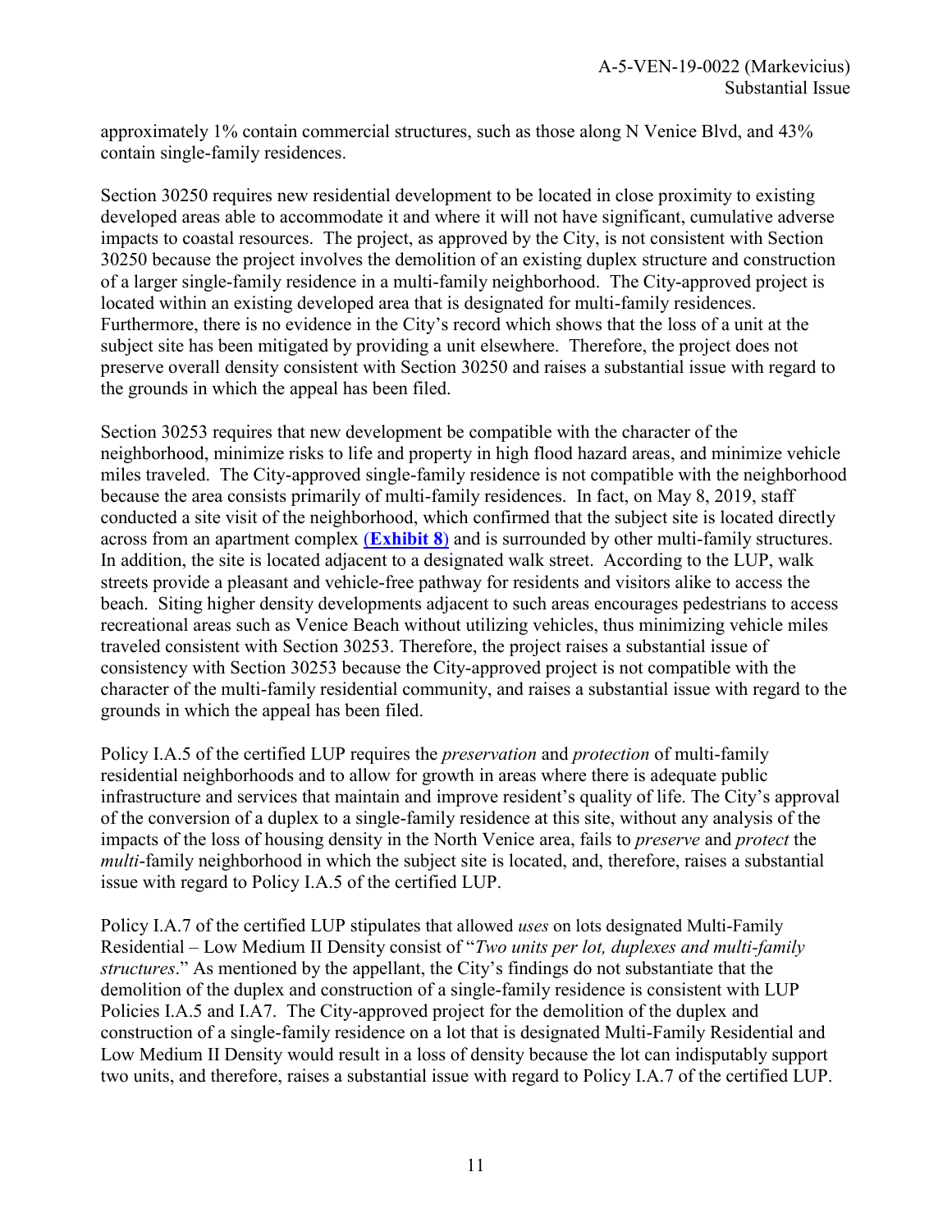approximately 1% contain commercial structures, such as those along N Venice Blvd, and 43% contain single-family residences.

Section 30250 requires new residential development to be located in close proximity to existing developed areas able to accommodate it and where it will not have significant, cumulative adverse impacts to coastal resources. The project, as approved by the City, is not consistent with Section 30250 because the project involves the demolition of an existing duplex structure and construction of a larger single-family residence in a multi-family neighborhood. The City-approved project is located within an existing developed area that is designated for multi-family residences. Furthermore, there is no evidence in the City's record which shows that the loss of a unit at the subject site has been mitigated by providing a unit elsewhere. Therefore, the project does not preserve overall density consistent with Section 30250 and raises a substantial issue with regard to the grounds in which the appeal has been filed.

Section 30253 requires that new development be compatible with the character of the neighborhood, minimize risks to life and property in high flood hazard areas, and minimize vehicle miles traveled. The City-approved single-family residence is not compatible with the neighborhood because the area consists primarily of multi-family residences. In fact, on May 8, 2019, staff conducted a site visit of the neighborhood, which confirmed that the subject site is located directly across from an apartment complex (**Exhibit 8**) and is surrounded by other multi-family structures. In addition, the site is located adjacent to a designated walk street. According to the LUP, walk streets provide a pleasant and vehicle-free pathway for residents and visitors alike to access the beach. Siting higher density developments adjacent to such areas encourages pedestrians to access recreational areas such as Venice Beach without utilizing vehicles, thus minimizing vehicle miles traveled consistent with Section 30253. Therefore, the project raises a substantial issue of consistency with Section 30253 because the City-approved project is not compatible with the character of the multi-family residential community, and raises a substantial issue with regard to the grounds in which the appeal has been filed.

Policy I.A.5 of the certified LUP requires the *preservation* and *protection* of multi-family residential neighborhoods and to allow for growth in areas where there is adequate public infrastructure and services that maintain and improve resident's quality of life. The City's approval of the conversion of a duplex to a single-family residence at this site, without any analysis of the impacts of the loss of housing density in the North Venice area, fails to *preserve* and *protect* the *multi*-family neighborhood in which the subject site is located, and, therefore, raises a substantial issue with regard to Policy I.A.5 of the certified LUP.

Policy I.A.7 of the certified LUP stipulates that allowed *uses* on lots designated Multi-Family Residential – Low Medium II Density consist of "*Two units per lot, duplexes and multi-family structures*." As mentioned by the appellant, the City's findings do not substantiate that the demolition of the duplex and construction of a single-family residence is consistent with LUP Policies I.A.5 and I.A7. The City-approved project for the demolition of the duplex and construction of a single-family residence on a lot that is designated Multi-Family Residential and Low Medium II Density would result in a loss of density because the lot can indisputably support two units, and therefore, raises a substantial issue with regard to Policy I.A.7 of the certified LUP.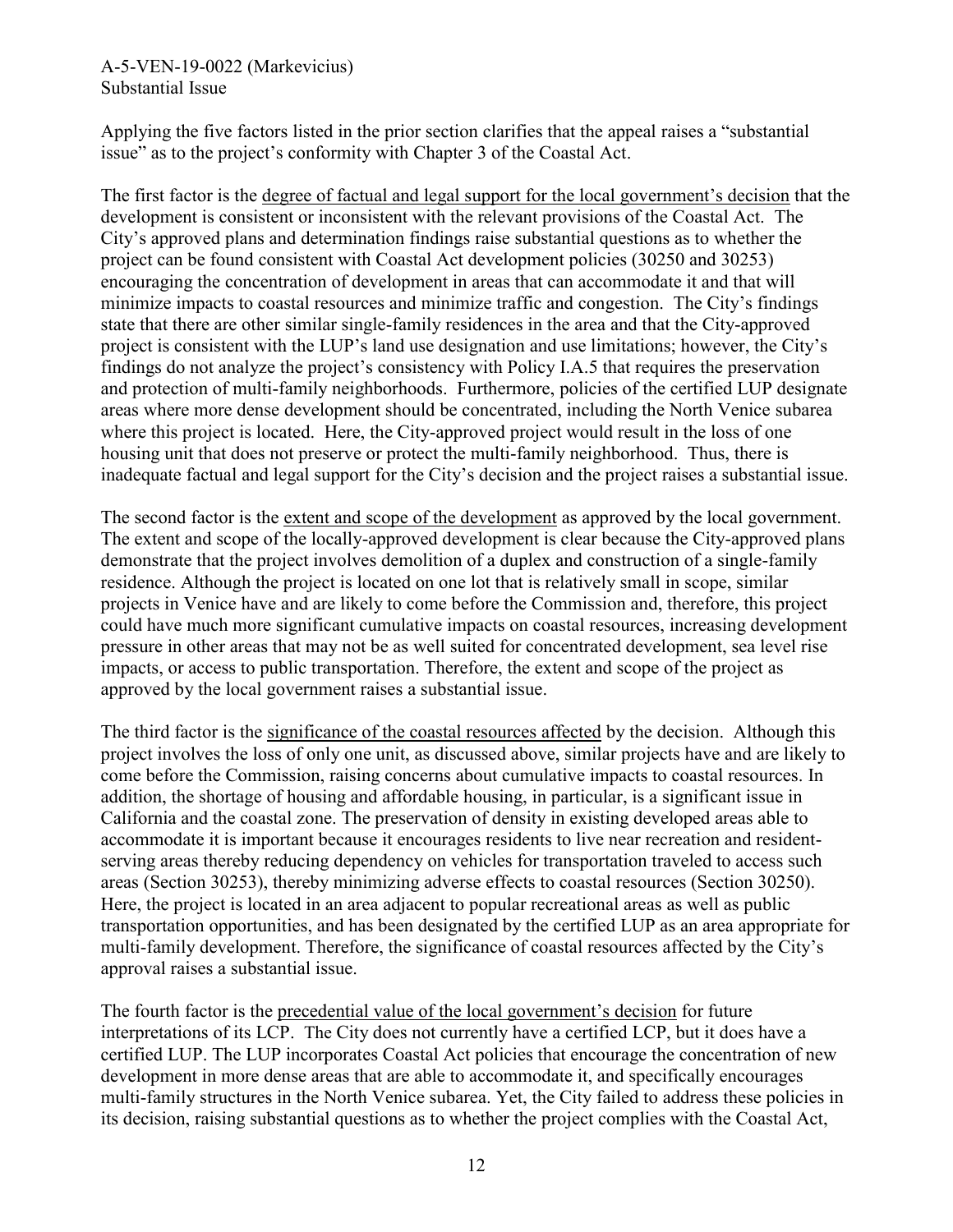Applying the five factors listed in the prior section clarifies that the appeal raises a "substantial issue" as to the project's conformity with Chapter 3 of the Coastal Act.

The first factor is the degree of factual and legal support for the local government's decision that the development is consistent or inconsistent with the relevant provisions of the Coastal Act. The City's approved plans and determination findings raise substantial questions as to whether the project can be found consistent with Coastal Act development policies (30250 and 30253) encouraging the concentration of development in areas that can accommodate it and that will minimize impacts to coastal resources and minimize traffic and congestion. The City's findings state that there are other similar single-family residences in the area and that the City-approved project is consistent with the LUP's land use designation and use limitations; however, the City's findings do not analyze the project's consistency with Policy I.A.5 that requires the preservation and protection of multi-family neighborhoods. Furthermore, policies of the certified LUP designate areas where more dense development should be concentrated, including the North Venice subarea where this project is located. Here, the City-approved project would result in the loss of one housing unit that does not preserve or protect the multi-family neighborhood. Thus, there is inadequate factual and legal support for the City's decision and the project raises a substantial issue.

The second factor is the extent and scope of the development as approved by the local government. The extent and scope of the locally-approved development is clear because the City-approved plans demonstrate that the project involves demolition of a duplex and construction of a single-family residence. Although the project is located on one lot that is relatively small in scope, similar projects in Venice have and are likely to come before the Commission and, therefore, this project could have much more significant cumulative impacts on coastal resources, increasing development pressure in other areas that may not be as well suited for concentrated development, sea level rise impacts, or access to public transportation. Therefore, the extent and scope of the project as approved by the local government raises a substantial issue.

The third factor is the significance of the coastal resources affected by the decision. Although this project involves the loss of only one unit, as discussed above, similar projects have and are likely to come before the Commission, raising concerns about cumulative impacts to coastal resources. In addition, the shortage of housing and affordable housing, in particular, is a significant issue in California and the coastal zone. The preservation of density in existing developed areas able to accommodate it is important because it encourages residents to live near recreation and resident-serving areas thereby reducing dependency on vehicles for transportation traveled to access such areas (Section 30253), thereby minimizing adverse effects to coastal resources (Section 30250). Here, the project is located in an area adjacent to popular recreational areas as well as public transportation opportunities, and has been designated by the certified LUP as an area appropriate for multi-family development. Therefore, the significance of coastal resources affected by the City's approval raises a substantial issue.

The fourth factor is the precedential value of the local government's decision for future interpretations of its LCP. The City does not currently have a certified LCP, but it does have a certified LUP. The LUP incorporates Coastal Act policies that encourage the concentration of new development in more dense areas that are able to accommodate it, and specifically encourages multi-family structures in the North Venice subarea. Yet, the City failed to address these policies in its decision, raising substantial questions as to whether the project complies with the Coastal Act,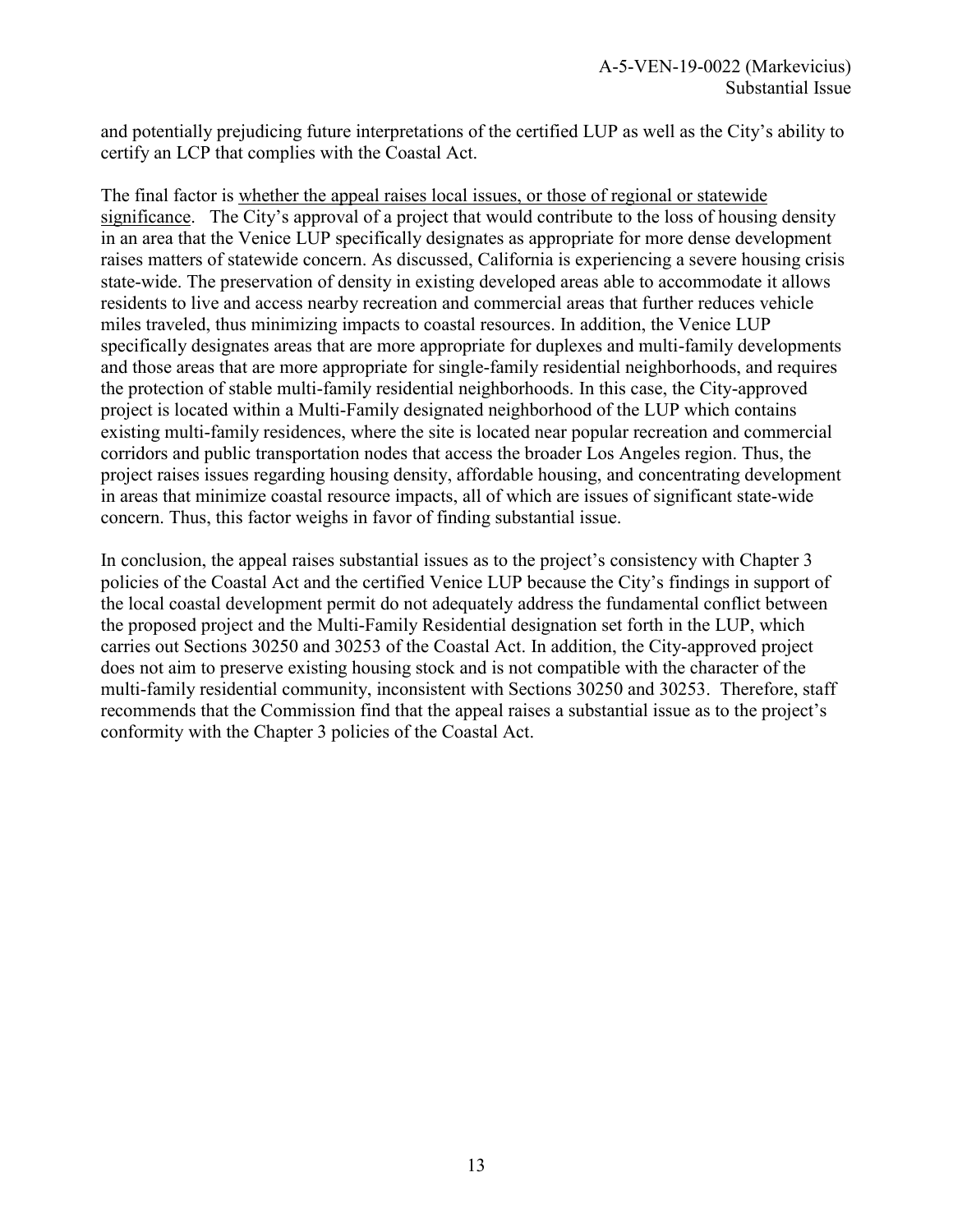and potentially prejudicing future interpretations of the certified LUP as well as the City's ability to certify an LCP that complies with the Coastal Act.

The final factor is <u>whether the appeal raises local issues, or those of regional or statewide significance</u>. The City's approval of a project that would contribute to the loss of housing density in an area that the Venice LUP specifically designates as appropriate for more dense development raises matters of statewide concern. As discussed, California is experiencing a severe housing crisis state-wide. The preservation of density in existing developed areas able to accommodate it allows residents to live and access nearby recreation and commercial areas that further reduces vehicle miles traveled, thus minimizing impacts to coastal resources. In addition, the Venice LUP specifically designates areas that are more appropriate for duplexes and multi-family developments and those areas that are more appropriate for single-family residential neighborhoods, and requires the protection of stable multi-family residential neighborhoods. In this case, the City-approved project is located within a Multi-Family designated neighborhood of the LUP which contains existing multi-family residences, where the site is located near popular recreation and commercial corridors and public transportation nodes that access the broader Los Angeles region. Thus, the project raises issues regarding housing density, affordable housing, and concentrating development in areas that minimize coastal resource impacts, all of which are issues of significant state-wide concern. Thus, this factor weighs in favor of finding substantial issue.

In conclusion, the appeal raises substantial issues as to the project's consistency with Chapter 3 policies of the Coastal Act and the certified Venice LUP because the City's findings in support of the local coastal development permit do not adequately address the fundamental conflict between the proposed project and the Multi-Family Residential designation set forth in the LUP, which carries out Sections 30250 and 30253 of the Coastal Act. In addition, the City-approved project does not aim to preserve existing housing stock and is not compatible with the character of the multi-family residential community, inconsistent with Sections 30250 and 30253. Therefore, staff recommends that the Commission find that the appeal raises a substantial issue as to the project's conformity with the Chapter 3 policies of the Coastal Act.